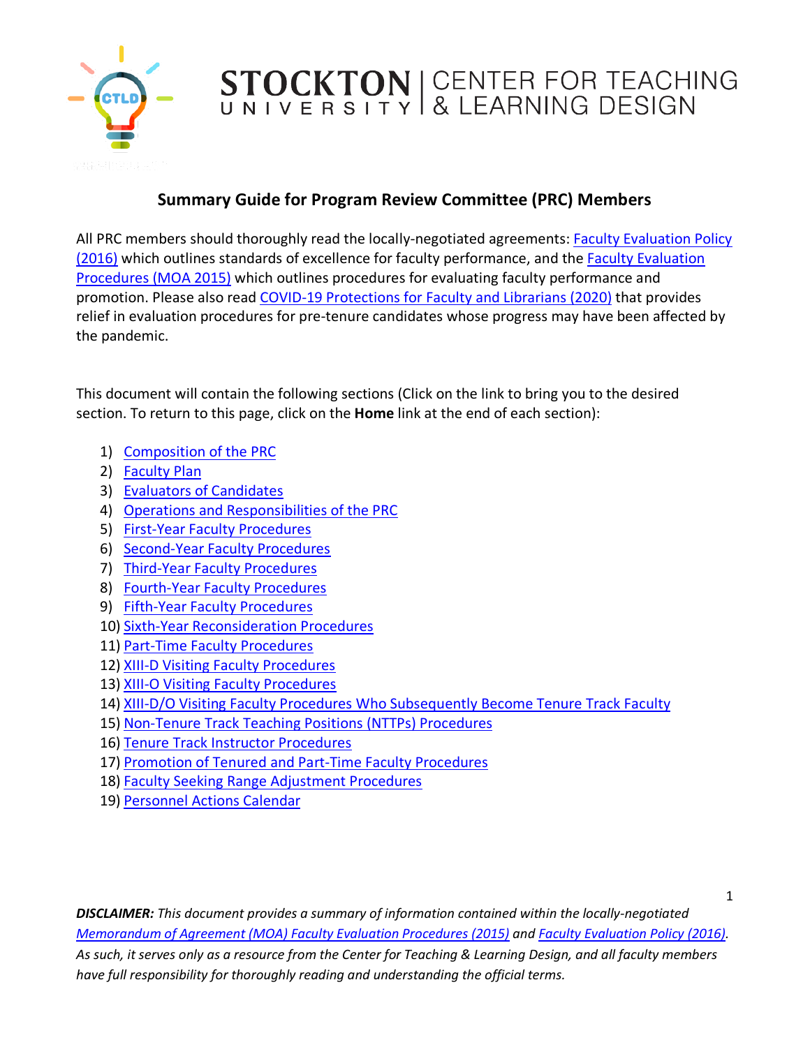STOCKTON UNIVERSITY | CENTER FOR TEACHING & LEARNING DESIGN

# Summary Guide for Program Review Committee (PRC) Members

All PRC members should thoroughly read the locally-negotiated agreements: Faculty Evaluation Policy (2016) which outlines standards of excellence for faculty performance, and the Faculty Evaluation Procedures (MOA 2015) which outlines procedures for evaluating faculty performance and promotion. Please also read COVID-19 Protections for Faculty and Librarians (2020) that provides relief in evaluation procedures for pre-tenure candidates whose progress may have been affected by the pandemic.

This document will contain the following sections (Click on the link to bring you to the desired section. To return to this page, click on the **Home** link at the end of each section):

1) Composition of the PRC
2) Faculty Plan
3) Evaluators of Candidates
4) Operations and Responsibilities of the PRC
5) First-Year Faculty Procedures
6) Second-Year Faculty Procedures
7) Third-Year Faculty Procedures
8) Fourth-Year Faculty Procedures
9) Fifth-Year Faculty Procedures
10) Sixth-Year Reconsideration Procedures
11) Part-Time Faculty Procedures
12) XIII-D Visiting Faculty Procedures
13) XIII-O Visiting Faculty Procedures
14) XIII-D/O Visiting Faculty Procedures Who Subsequently Become Tenure Track Faculty
15) Non-Tenure Track Teaching Positions (NTTPs) Procedures
16) Tenure Track Instructor Procedures
17) Promotion of Tenured and Part-Time Faculty Procedures
18) Faculty Seeking Range Adjustment Procedures
19) Personnel Actions Calendar

***DISCLAIMER:** This document provides a summary of information contained within the locally-negotiated Memorandum of Agreement (MOA) Faculty Evaluation Procedures (2015) and Faculty Evaluation Policy (2016). As such, it serves only as a resource from the Center for Teaching & Learning Design, and all faculty members have full responsibility for thoroughly reading and understanding the official terms.*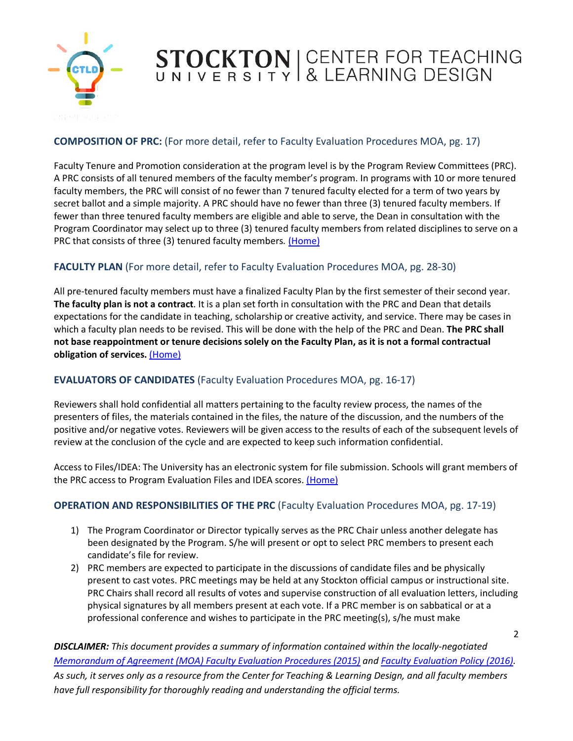## COMPOSITION OF PRC: (For more detail, refer to Faculty Evaluation Procedures MOA, pg. 17)

Faculty Tenure and Promotion consideration at the program level is by the Program Review Committees (PRC). A PRC consists of all tenured members of the faculty member's program. In programs with 10 or more tenured faculty members, the PRC will consist of no fewer than 7 tenured faculty elected for a term of two years by secret ballot and a simple majority. A PRC should have no fewer than three (3) tenured faculty members. If fewer than three tenured faculty members are eligible and able to serve, the Dean in consultation with the Program Coordinator may select up to three (3) tenured faculty members from related disciplines to serve on a PRC that consists of three (3) tenured faculty members. (Home)

## FACULTY PLAN (For more detail, refer to Faculty Evaluation Procedures MOA, pg. 28-30)

All pre-tenured faculty members must have a finalized Faculty Plan by the first semester of their second year. **The faculty plan is not a contract**. It is a plan set forth in consultation with the PRC and Dean that details expectations for the candidate in teaching, scholarship or creative activity, and service. There may be cases in which a faculty plan needs to be revised. This will be done with the help of the PRC and Dean. **The PRC shall not base reappointment or tenure decisions solely on the Faculty Plan, as it is not a formal contractual obligation of services.** (Home)

## EVALUATORS OF CANDIDATES (Faculty Evaluation Procedures MOA, pg. 16-17)

Reviewers shall hold confidential all matters pertaining to the faculty review process, the names of the presenters of files, the materials contained in the files, the nature of the discussion, and the numbers of the positive and/or negative votes. Reviewers will be given access to the results of each of the subsequent levels of review at the conclusion of the cycle and are expected to keep such information confidential.

Access to Files/IDEA: The University has an electronic system for file submission. Schools will grant members of the PRC access to Program Evaluation Files and IDEA scores. (Home)

## OPERATION AND RESPONSIBILITIES OF THE PRC (Faculty Evaluation Procedures MOA, pg. 17-19)

1) The Program Coordinator or Director typically serves as the PRC Chair unless another delegate has been designated by the Program. S/he will present or opt to select PRC members to present each candidate's file for review.
2) PRC members are expected to participate in the discussions of candidate files and be physically present to cast votes. PRC meetings may be held at any Stockton official campus or instructional site. PRC Chairs shall record all results of votes and supervise construction of all evaluation letters, including physical signatures by all members present at each vote. If a PRC member is on sabbatical or at a professional conference and wishes to participate in the PRC meeting(s), s/he must make

***DISCLAIMER:** This document provides a summary of information contained within the locally-negotiated Memorandum of Agreement (MOA) Faculty Evaluation Procedures (2015) and Faculty Evaluation Policy (2016). As such, it serves only as a resource from the Center for Teaching & Learning Design, and all faculty members have full responsibility for thoroughly reading and understanding the official terms.*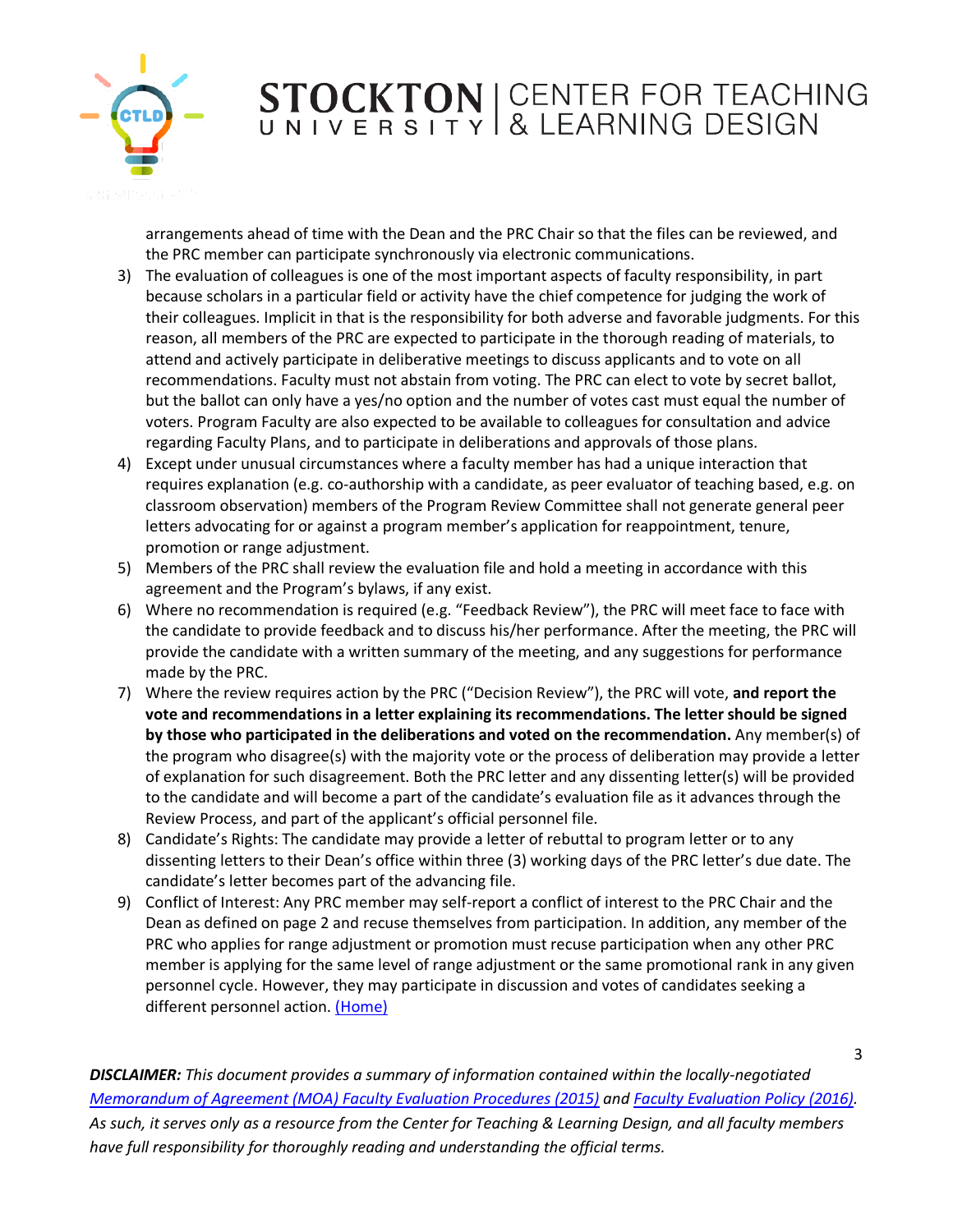arrangements ahead of time with the Dean and the PRC Chair so that the files can be reviewed, and the PRC member can participate synchronously via electronic communications.

3) The evaluation of colleagues is one of the most important aspects of faculty responsibility, in part because scholars in a particular field or activity have the chief competence for judging the work of their colleagues. Implicit in that is the responsibility for both adverse and favorable judgments. For this reason, all members of the PRC are expected to participate in the thorough reading of materials, to attend and actively participate in deliberative meetings to discuss applicants and to vote on all recommendations. Faculty must not abstain from voting. The PRC can elect to vote by secret ballot, but the ballot can only have a yes/no option and the number of votes cast must equal the number of voters. Program Faculty are also expected to be available to colleagues for consultation and advice regarding Faculty Plans, and to participate in deliberations and approvals of those plans.
4) Except under unusual circumstances where a faculty member has had a unique interaction that requires explanation (e.g. co-authorship with a candidate, as peer evaluator of teaching based, e.g. on classroom observation) members of the Program Review Committee shall not generate general peer letters advocating for or against a program member's application for reappointment, tenure, promotion or range adjustment.
5) Members of the PRC shall review the evaluation file and hold a meeting in accordance with this agreement and the Program's bylaws, if any exist.
6) Where no recommendation is required (e.g. "Feedback Review"), the PRC will meet face to face with the candidate to provide feedback and to discuss his/her performance. After the meeting, the PRC will provide the candidate with a written summary of the meeting, and any suggestions for performance made by the PRC.
7) Where the review requires action by the PRC ("Decision Review"), the PRC will vote, **and report the vote and recommendations in a letter explaining its recommendations. The letter should be signed by those who participated in the deliberations and voted on the recommendation.** Any member(s) of the program who disagree(s) with the majority vote or the process of deliberation may provide a letter of explanation for such disagreement. Both the PRC letter and any dissenting letter(s) will be provided to the candidate and will become a part of the candidate's evaluation file as it advances through the Review Process, and part of the applicant's official personnel file.
8) Candidate's Rights: The candidate may provide a letter of rebuttal to program letter or to any dissenting letters to their Dean's office within three (3) working days of the PRC letter's due date. The candidate's letter becomes part of the advancing file.
9) Conflict of Interest: Any PRC member may self-report a conflict of interest to the PRC Chair and the Dean as defined on page 2 and recuse themselves from participation. In addition, any member of the PRC who applies for range adjustment or promotion must recuse participation when any other PRC member is applying for the same level of range adjustment or the same promotional rank in any given personnel cycle. However, they may participate in discussion and votes of candidates seeking a different personnel action. (Home)

***DISCLAIMER:** This document provides a summary of information contained within the locally-negotiated Memorandum of Agreement (MOA) Faculty Evaluation Procedures (2015) and Faculty Evaluation Policy (2016). As such, it serves only as a resource from the Center for Teaching & Learning Design, and all faculty members have full responsibility for thoroughly reading and understanding the official terms.*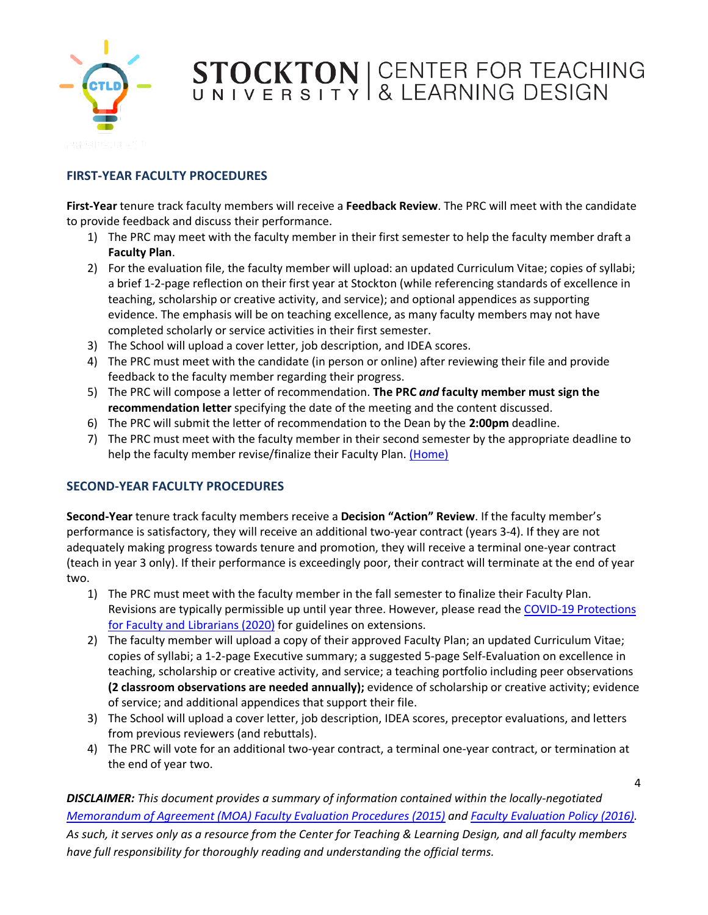## FIRST-YEAR FACULTY PROCEDURES

**First-Year** tenure track faculty members will receive a **Feedback Review**. The PRC will meet with the candidate to provide feedback and discuss their performance.

1) The PRC may meet with the faculty member in their first semester to help the faculty member draft a **Faculty Plan**.
2) For the evaluation file, the faculty member will upload: an updated Curriculum Vitae; copies of syllabi; a brief 1-2-page reflection on their first year at Stockton (while referencing standards of excellence in teaching, scholarship or creative activity, and service); and optional appendices as supporting evidence. The emphasis will be on teaching excellence, as many faculty members may not have completed scholarly or service activities in their first semester.
3) The School will upload a cover letter, job description, and IDEA scores.
4) The PRC must meet with the candidate (in person or online) after reviewing their file and provide feedback to the faculty member regarding their progress.
5) The PRC will compose a letter of recommendation. **The PRC *and* faculty member must sign the recommendation letter** specifying the date of the meeting and the content discussed.
6) The PRC will submit the letter of recommendation to the Dean by the **2:00pm** deadline.
7) The PRC must meet with the faculty member in their second semester by the appropriate deadline to help the faculty member revise/finalize their Faculty Plan. (Home)

## SECOND-YEAR FACULTY PROCEDURES

**Second-Year** tenure track faculty members receive a **Decision "Action" Review**. If the faculty member's performance is satisfactory, they will receive an additional two-year contract (years 3-4). If they are not adequately making progress towards tenure and promotion, they will receive a terminal one-year contract (teach in year 3 only). If their performance is exceedingly poor, their contract will terminate at the end of year two.

1) The PRC must meet with the faculty member in the fall semester to finalize their Faculty Plan. Revisions are typically permissible up until year three. However, please read the COVID-19 Protections for Faculty and Librarians (2020) for guidelines on extensions.
2) The faculty member will upload a copy of their approved Faculty Plan; an updated Curriculum Vitae; copies of syllabi; a 1-2-page Executive summary; a suggested 5-page Self-Evaluation on excellence in teaching, scholarship or creative activity, and service; a teaching portfolio including peer observations **(2 classroom observations are needed annually);** evidence of scholarship or creative activity; evidence of service; and additional appendices that support their file.
3) The School will upload a cover letter, job description, IDEA scores, preceptor evaluations, and letters from previous reviewers (and rebuttals).
4) The PRC will vote for an additional two-year contract, a terminal one-year contract, or termination at the end of year two.

***DISCLAIMER:*** *This document provides a summary of information contained within the locally-negotiated Memorandum of Agreement (MOA) Faculty Evaluation Procedures (2015) and Faculty Evaluation Policy (2016). As such, it serves only as a resource from the Center for Teaching & Learning Design, and all faculty members have full responsibility for thoroughly reading and understanding the official terms.*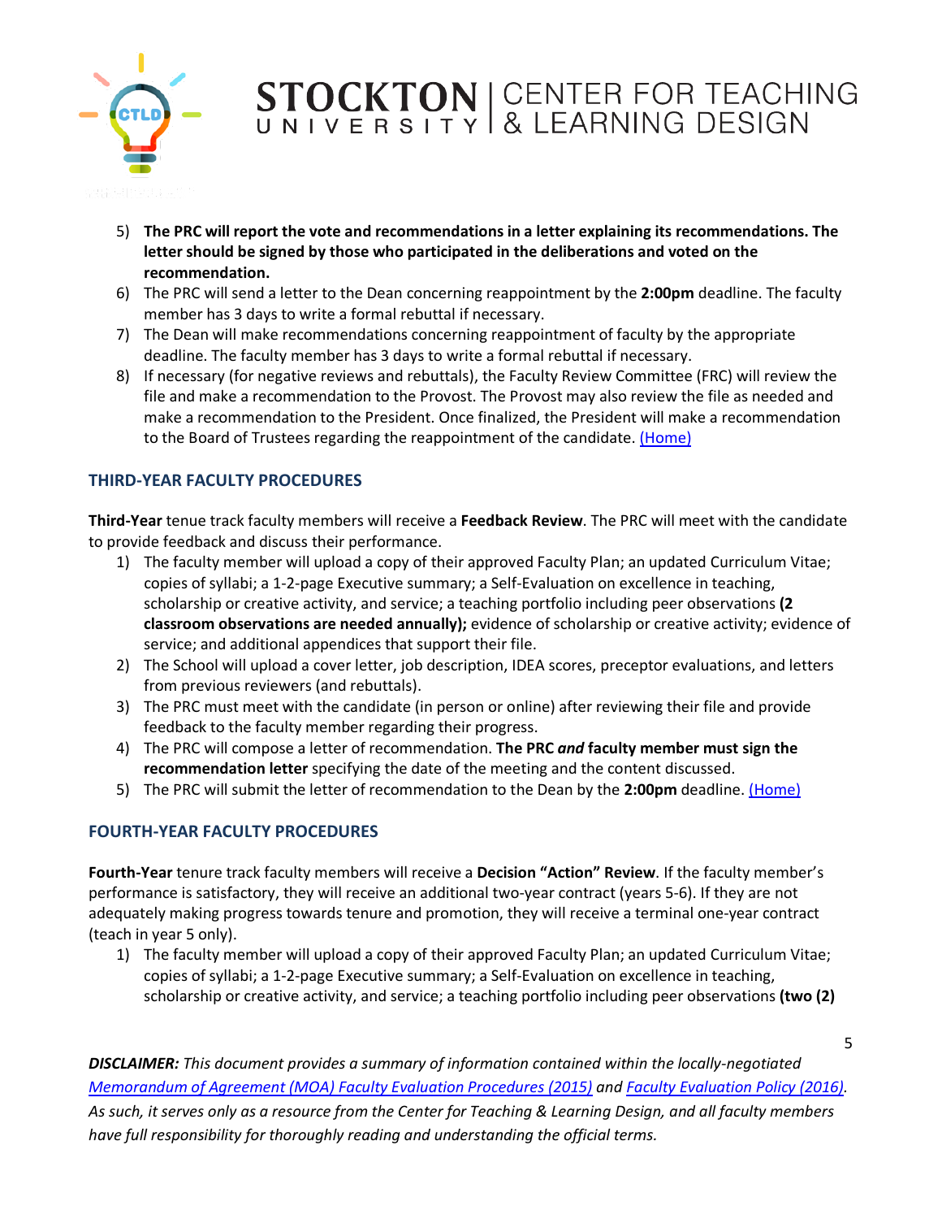5) **The PRC will report the vote and recommendations in a letter explaining its recommendations. The letter should be signed by those who participated in the deliberations and voted on the recommendation.**
6) The PRC will send a letter to the Dean concerning reappointment by the **2:00pm** deadline. The faculty member has 3 days to write a formal rebuttal if necessary.
7) The Dean will make recommendations concerning reappointment of faculty by the appropriate deadline. The faculty member has 3 days to write a formal rebuttal if necessary.
8) If necessary (for negative reviews and rebuttals), the Faculty Review Committee (FRC) will review the file and make a recommendation to the Provost. The Provost may also review the file as needed and make a recommendation to the President. Once finalized, the President will make a recommendation to the Board of Trustees regarding the reappointment of the candidate. [(Home)]

### THIRD-YEAR FACULTY PROCEDURES

**Third-Year** tenue track faculty members will receive a **Feedback Review**. The PRC will meet with the candidate to provide feedback and discuss their performance.

1) The faculty member will upload a copy of their approved Faculty Plan; an updated Curriculum Vitae; copies of syllabi; a 1-2-page Executive summary; a Self-Evaluation on excellence in teaching, scholarship or creative activity, and service; a teaching portfolio including peer observations **(2 classroom observations are needed annually);** evidence of scholarship or creative activity; evidence of service; and additional appendices that support their file.
2) The School will upload a cover letter, job description, IDEA scores, preceptor evaluations, and letters from previous reviewers (and rebuttals).
3) The PRC must meet with the candidate (in person or online) after reviewing their file and provide feedback to the faculty member regarding their progress.
4) The PRC will compose a letter of recommendation. **The PRC *and* faculty member must sign the recommendation letter** specifying the date of the meeting and the content discussed.
5) The PRC will submit the letter of recommendation to the Dean by the **2:00pm** deadline. [(Home)]

### FOURTH-YEAR FACULTY PROCEDURES

**Fourth-Year** tenure track faculty members will receive a **Decision "Action" Review**. If the faculty member's performance is satisfactory, they will receive an additional two-year contract (years 5-6). If they are not adequately making progress towards tenure and promotion, they will receive a terminal one-year contract (teach in year 5 only).

1) The faculty member will upload a copy of their approved Faculty Plan; an updated Curriculum Vitae; copies of syllabi; a 1-2-page Executive summary; a Self-Evaluation on excellence in teaching, scholarship or creative activity, and service; a teaching portfolio including peer observations **(two (2)**

***DISCLAIMER:*** *This document provides a summary of information contained within the locally-negotiated [Memorandum of Agreement (MOA) Faculty Evaluation Procedures (2015)] and [Faculty Evaluation Policy (2016)]. As such, it serves only as a resource from the Center for Teaching & Learning Design, and all faculty members have full responsibility for thoroughly reading and understanding the official terms.*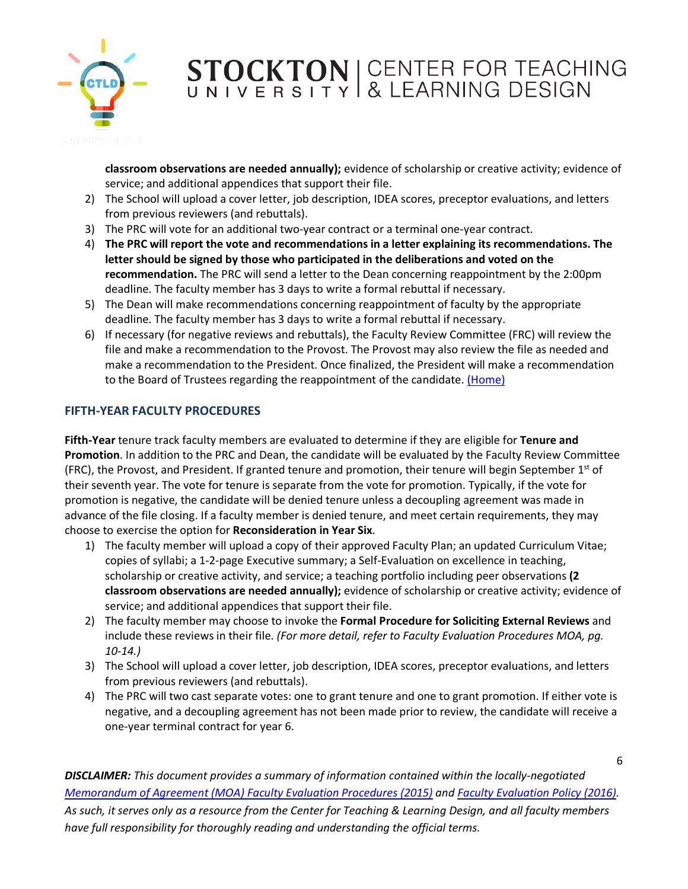**classroom observations are needed annually);** evidence of scholarship or creative activity; evidence of service; and additional appendices that support their file.

2) The School will upload a cover letter, job description, IDEA scores, preceptor evaluations, and letters from previous reviewers (and rebuttals).
3) The PRC will vote for an additional two-year contract or a terminal one-year contract.
4) **The PRC will report the vote and recommendations in a letter explaining its recommendations. The letter should be signed by those who participated in the deliberations and voted on the recommendation.** The PRC will send a letter to the Dean concerning reappointment by the 2:00pm deadline. The faculty member has 3 days to write a formal rebuttal if necessary.
5) The Dean will make recommendations concerning reappointment of faculty by the appropriate deadline. The faculty member has 3 days to write a formal rebuttal if necessary.
6) If necessary (for negative reviews and rebuttals), the Faculty Review Committee (FRC) will review the file and make a recommendation to the Provost. The Provost may also review the file as needed and make a recommendation to the President. Once finalized, the President will make a recommendation to the Board of Trustees regarding the reappointment of the candidate. (Home)

## FIFTH-YEAR FACULTY PROCEDURES

**Fifth-Year** tenure track faculty members are evaluated to determine if they are eligible for **Tenure and Promotion**. In addition to the PRC and Dean, the candidate will be evaluated by the Faculty Review Committee (FRC), the Provost, and President. If granted tenure and promotion, their tenure will begin September 1st of their seventh year. The vote for tenure is separate from the vote for promotion. Typically, if the vote for promotion is negative, the candidate will be denied tenure unless a decoupling agreement was made in advance of the file closing. If a faculty member is denied tenure, and meet certain requirements, they may choose to exercise the option for **Reconsideration in Year Six**.

1) The faculty member will upload a copy of their approved Faculty Plan; an updated Curriculum Vitae; copies of syllabi; a 1-2-page Executive summary; a Self-Evaluation on excellence in teaching, scholarship or creative activity, and service; a teaching portfolio including peer observations **(2 classroom observations are needed annually);** evidence of scholarship or creative activity; evidence of service; and additional appendices that support their file.
2) The faculty member may choose to invoke the **Formal Procedure for Soliciting External Reviews** and include these reviews in their file. *(For more detail, refer to Faculty Evaluation Procedures MOA, pg. 10-14.)*
3) The School will upload a cover letter, job description, IDEA scores, preceptor evaluations, and letters from previous reviewers (and rebuttals).
4) The PRC will two cast separate votes: one to grant tenure and one to grant promotion. If either vote is negative, and a decoupling agreement has not been made prior to review, the candidate will receive a one-year terminal contract for year 6.

***DISCLAIMER:** This document provides a summary of information contained within the locally-negotiated Memorandum of Agreement (MOA) Faculty Evaluation Procedures (2015) and Faculty Evaluation Policy (2016). As such, it serves only as a resource from the Center for Teaching & Learning Design, and all faculty members have full responsibility for thoroughly reading and understanding the official terms.*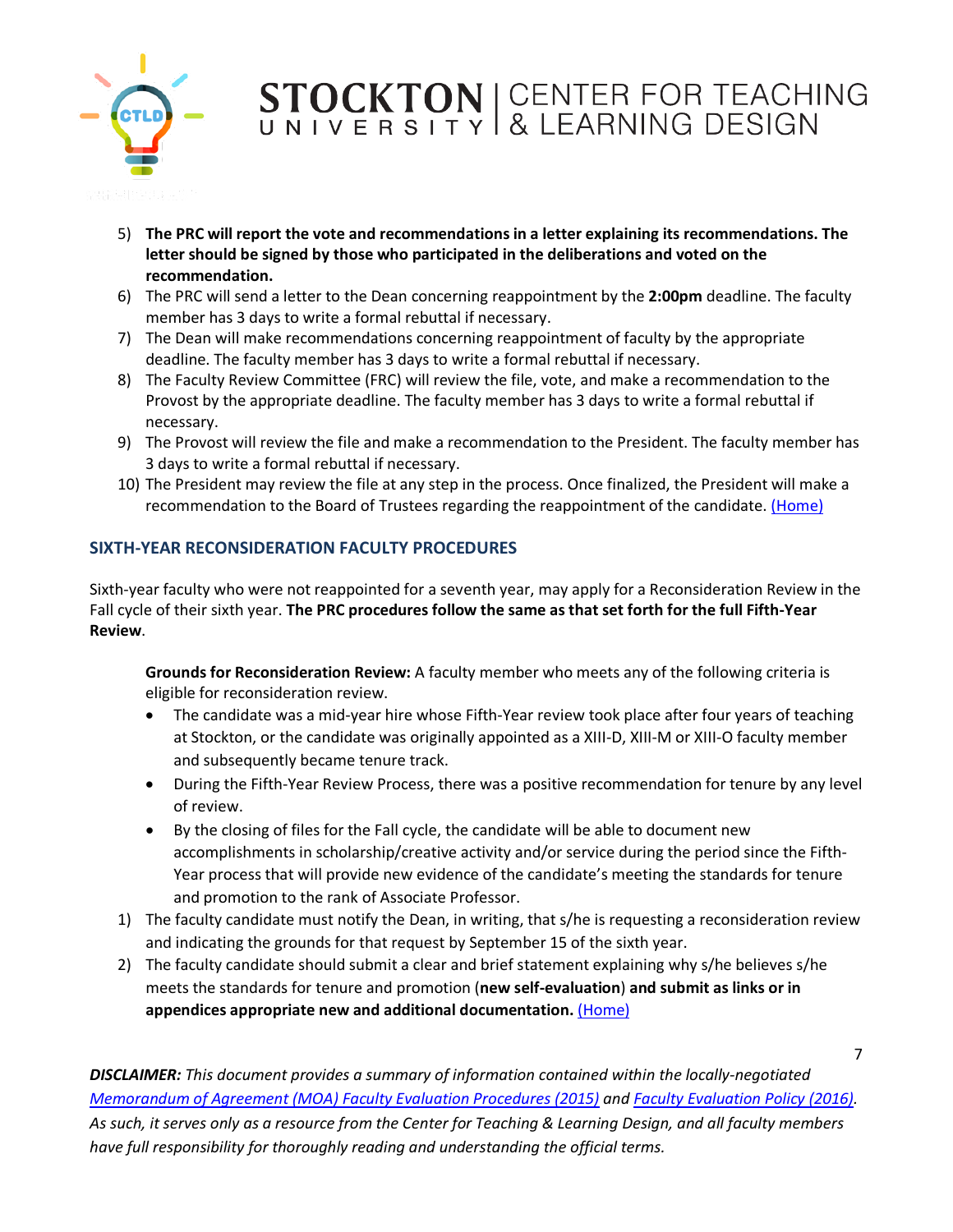5) **The PRC will report the vote and recommendations in a letter explaining its recommendations. The letter should be signed by those who participated in the deliberations and voted on the recommendation.**
6) The PRC will send a letter to the Dean concerning reappointment by the **2:00pm** deadline. The faculty member has 3 days to write a formal rebuttal if necessary.
7) The Dean will make recommendations concerning reappointment of faculty by the appropriate deadline. The faculty member has 3 days to write a formal rebuttal if necessary.
8) The Faculty Review Committee (FRC) will review the file, vote, and make a recommendation to the Provost by the appropriate deadline. The faculty member has 3 days to write a formal rebuttal if necessary.
9) The Provost will review the file and make a recommendation to the President. The faculty member has 3 days to write a formal rebuttal if necessary.
10) The President may review the file at any step in the process. Once finalized, the President will make a recommendation to the Board of Trustees regarding the reappointment of the candidate. (Home)

## SIXTH-YEAR RECONSIDERATION FACULTY PROCEDURES

Sixth-year faculty who were not reappointed for a seventh year, may apply for a Reconsideration Review in the Fall cycle of their sixth year. **The PRC procedures follow the same as that set forth for the full Fifth-Year Review**.

**Grounds for Reconsideration Review:** A faculty member who meets any of the following criteria is eligible for reconsideration review.

- The candidate was a mid-year hire whose Fifth-Year review took place after four years of teaching at Stockton, or the candidate was originally appointed as a XIII-D, XIII-M or XIII-O faculty member and subsequently became tenure track.
- During the Fifth-Year Review Process, there was a positive recommendation for tenure by any level of review.
- By the closing of files for the Fall cycle, the candidate will be able to document new accomplishments in scholarship/creative activity and/or service during the period since the Fifth-Year process that will provide new evidence of the candidate's meeting the standards for tenure and promotion to the rank of Associate Professor.

1) The faculty candidate must notify the Dean, in writing, that s/he is requesting a reconsideration review and indicating the grounds for that request by September 15 of the sixth year.
2) The faculty candidate should submit a clear and brief statement explaining why s/he believes s/he meets the standards for tenure and promotion (**new self-evaluation**) **and submit as links or in appendices appropriate new and additional documentation.** (Home)

***DISCLAIMER:*** *This document provides a summary of information contained within the locally-negotiated Memorandum of Agreement (MOA) Faculty Evaluation Procedures (2015) and Faculty Evaluation Policy (2016). As such, it serves only as a resource from the Center for Teaching & Learning Design, and all faculty members have full responsibility for thoroughly reading and understanding the official terms.*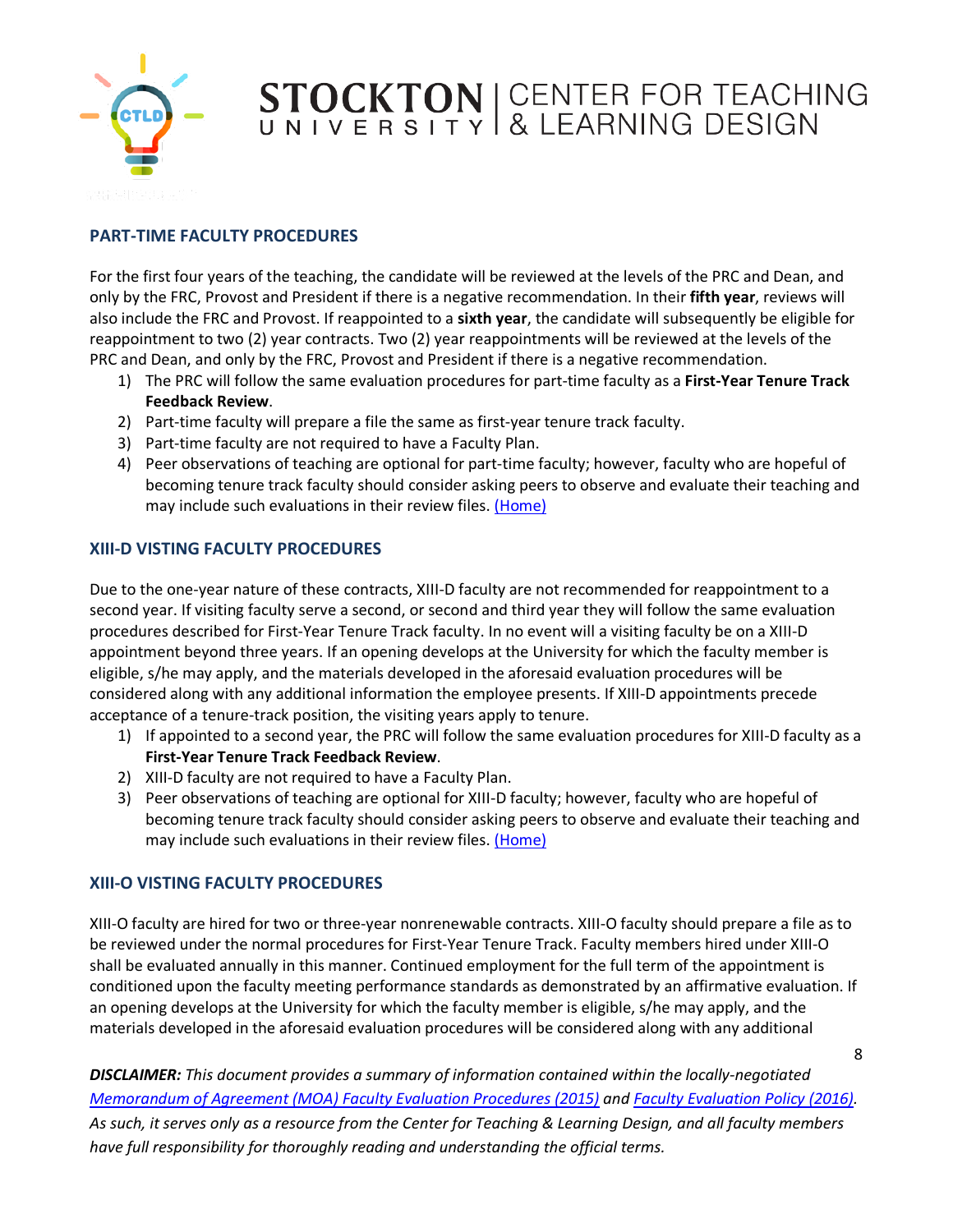## PART-TIME FACULTY PROCEDURES

For the first four years of the teaching, the candidate will be reviewed at the levels of the PRC and Dean, and only by the FRC, Provost and President if there is a negative recommendation. In their **fifth year**, reviews will also include the FRC and Provost. If reappointed to a **sixth year**, the candidate will subsequently be eligible for reappointment to two (2) year contracts. Two (2) year reappointments will be reviewed at the levels of the PRC and Dean, and only by the FRC, Provost and President if there is a negative recommendation.

1) The PRC will follow the same evaluation procedures for part-time faculty as a **First-Year Tenure Track Feedback Review**.
2) Part-time faculty will prepare a file the same as first-year tenure track faculty.
3) Part-time faculty are not required to have a Faculty Plan.
4) Peer observations of teaching are optional for part-time faculty; however, faculty who are hopeful of becoming tenure track faculty should consider asking peers to observe and evaluate their teaching and may include such evaluations in their review files. (Home)

## XIII-D VISTING FACULTY PROCEDURES

Due to the one-year nature of these contracts, XIII-D faculty are not recommended for reappointment to a second year. If visiting faculty serve a second, or second and third year they will follow the same evaluation procedures described for First-Year Tenure Track faculty. In no event will a visiting faculty be on a XIII-D appointment beyond three years. If an opening develops at the University for which the faculty member is eligible, s/he may apply, and the materials developed in the aforesaid evaluation procedures will be considered along with any additional information the employee presents. If XIII-D appointments precede acceptance of a tenure-track position, the visiting years apply to tenure.

1) If appointed to a second year, the PRC will follow the same evaluation procedures for XIII-D faculty as a **First-Year Tenure Track Feedback Review**.
2) XIII-D faculty are not required to have a Faculty Plan.
3) Peer observations of teaching are optional for XIII-D faculty; however, faculty who are hopeful of becoming tenure track faculty should consider asking peers to observe and evaluate their teaching and may include such evaluations in their review files. (Home)

## XIII-O VISTING FACULTY PROCEDURES

XIII-O faculty are hired for two or three-year nonrenewable contracts. XIII-O faculty should prepare a file as to be reviewed under the normal procedures for First-Year Tenure Track. Faculty members hired under XIII-O shall be evaluated annually in this manner. Continued employment for the full term of the appointment is conditioned upon the faculty meeting performance standards as demonstrated by an affirmative evaluation. If an opening develops at the University for which the faculty member is eligible, s/he may apply, and the materials developed in the aforesaid evaluation procedures will be considered along with any additional

***DISCLAIMER:** This document provides a summary of information contained within the locally-negotiated Memorandum of Agreement (MOA) Faculty Evaluation Procedures (2015) and Faculty Evaluation Policy (2016). As such, it serves only as a resource from the Center for Teaching & Learning Design, and all faculty members have full responsibility for thoroughly reading and understanding the official terms.*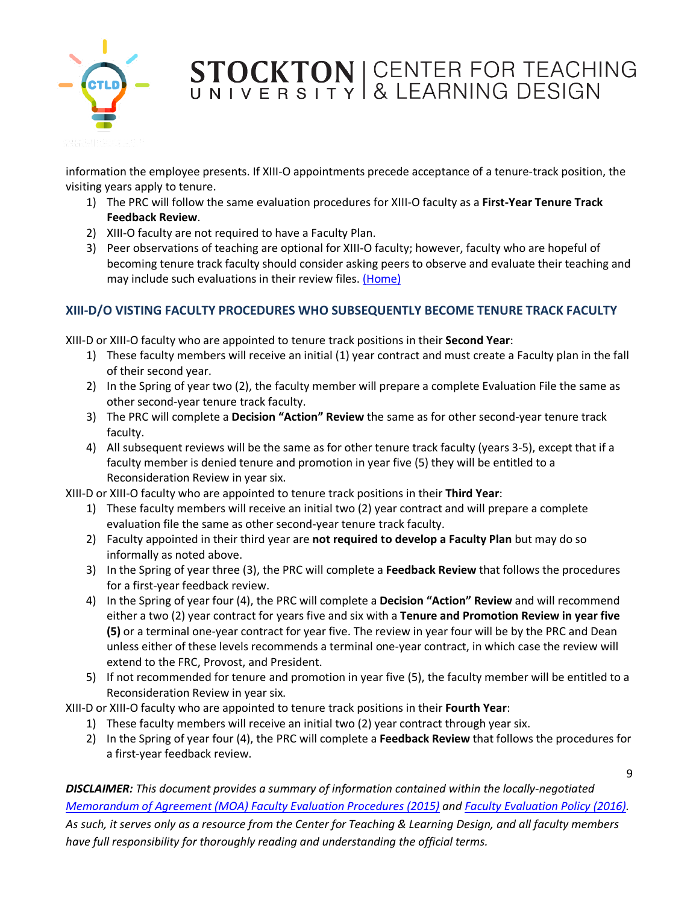information the employee presents. If XIII-O appointments precede acceptance of a tenure-track position, the visiting years apply to tenure.

1) The PRC will follow the same evaluation procedures for XIII-O faculty as a **First-Year Tenure Track Feedback Review**.
2) XIII-O faculty are not required to have a Faculty Plan.
3) Peer observations of teaching are optional for XIII-O faculty; however, faculty who are hopeful of becoming tenure track faculty should consider asking peers to observe and evaluate their teaching and may include such evaluations in their review files. (Home)

## XIII-D/O VISTING FACULTY PROCEDURES WHO SUBSEQUENTLY BECOME TENURE TRACK FACULTY

XIII-D or XIII-O faculty who are appointed to tenure track positions in their **Second Year**:

1) These faculty members will receive an initial (1) year contract and must create a Faculty plan in the fall of their second year.
2) In the Spring of year two (2), the faculty member will prepare a complete Evaluation File the same as other second-year tenure track faculty.
3) The PRC will complete a **Decision "Action" Review** the same as for other second-year tenure track faculty.
4) All subsequent reviews will be the same as for other tenure track faculty (years 3-5), except that if a faculty member is denied tenure and promotion in year five (5) they will be entitled to a Reconsideration Review in year six.

XIII-D or XIII-O faculty who are appointed to tenure track positions in their **Third Year**:

1) These faculty members will receive an initial two (2) year contract and will prepare a complete evaluation file the same as other second-year tenure track faculty.
2) Faculty appointed in their third year are **not required to develop a Faculty Plan** but may do so informally as noted above.
3) In the Spring of year three (3), the PRC will complete a **Feedback Review** that follows the procedures for a first-year feedback review.
4) In the Spring of year four (4), the PRC will complete a **Decision "Action" Review** and will recommend either a two (2) year contract for years five and six with a **Tenure and Promotion Review in year five (5)** or a terminal one-year contract for year five. The review in year four will be by the PRC and Dean unless either of these levels recommends a terminal one-year contract, in which case the review will extend to the FRC, Provost, and President.
5) If not recommended for tenure and promotion in year five (5), the faculty member will be entitled to a Reconsideration Review in year six.

XIII-D or XIII-O faculty who are appointed to tenure track positions in their **Fourth Year**:

1) These faculty members will receive an initial two (2) year contract through year six.
2) In the Spring of year four (4), the PRC will complete a **Feedback Review** that follows the procedures for a first-year feedback review.

***DISCLAIMER:*** *This document provides a summary of information contained within the locally-negotiated Memorandum of Agreement (MOA) Faculty Evaluation Procedures (2015) and Faculty Evaluation Policy (2016). As such, it serves only as a resource from the Center for Teaching & Learning Design, and all faculty members have full responsibility for thoroughly reading and understanding the official terms.*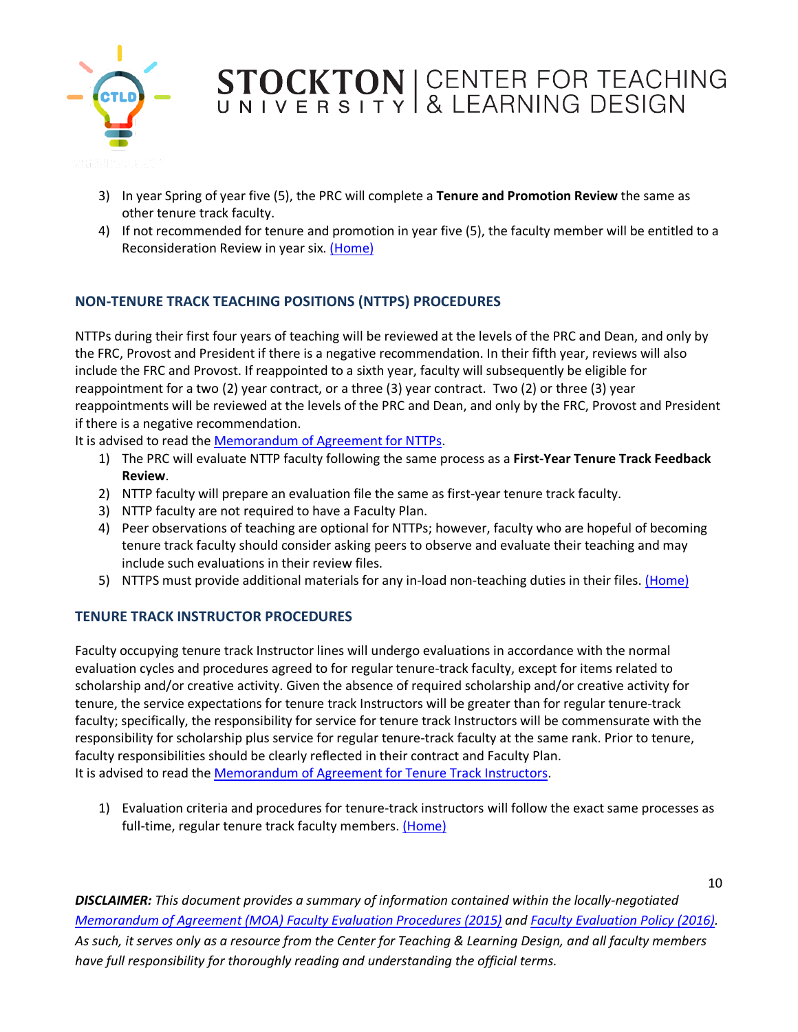3) In year Spring of year five (5), the PRC will complete a **Tenure and Promotion Review** the same as other tenure track faculty.
4) If not recommended for tenure and promotion in year five (5), the faculty member will be entitled to a Reconsideration Review in year six. (Home)

### NON-TENURE TRACK TEACHING POSITIONS (NTTPS) PROCEDURES

NTTPs during their first four years of teaching will be reviewed at the levels of the PRC and Dean, and only by the FRC, Provost and President if there is a negative recommendation. In their fifth year, reviews will also include the FRC and Provost. If reappointed to a sixth year, faculty will subsequently be eligible for reappointment for a two (2) year contract, or a three (3) year contract. Two (2) or three (3) year reappointments will be reviewed at the levels of the PRC and Dean, and only by the FRC, Provost and President if there is a negative recommendation.
It is advised to read the Memorandum of Agreement for NTTPs.

1) The PRC will evaluate NTTP faculty following the same process as a **First-Year Tenure Track Feedback Review**.
2) NTTP faculty will prepare an evaluation file the same as first-year tenure track faculty.
3) NTTP faculty are not required to have a Faculty Plan.
4) Peer observations of teaching are optional for NTTPs; however, faculty who are hopeful of becoming tenure track faculty should consider asking peers to observe and evaluate their teaching and may include such evaluations in their review files.
5) NTTPS must provide additional materials for any in-load non-teaching duties in their files. (Home)

### TENURE TRACK INSTRUCTOR PROCEDURES

Faculty occupying tenure track Instructor lines will undergo evaluations in accordance with the normal evaluation cycles and procedures agreed to for regular tenure-track faculty, except for items related to scholarship and/or creative activity. Given the absence of required scholarship and/or creative activity for tenure, the service expectations for tenure track Instructors will be greater than for regular tenure-track faculty; specifically, the responsibility for service for tenure track Instructors will be commensurate with the responsibility for scholarship plus service for regular tenure-track faculty at the same rank. Prior to tenure, faculty responsibilities should be clearly reflected in their contract and Faculty Plan.
It is advised to read the Memorandum of Agreement for Tenure Track Instructors.

1) Evaluation criteria and procedures for tenure-track instructors will follow the exact same processes as full-time, regular tenure track faculty members. (Home)

***DISCLAIMER:*** *This document provides a summary of information contained within the locally-negotiated Memorandum of Agreement (MOA) Faculty Evaluation Procedures (2015) and Faculty Evaluation Policy (2016). As such, it serves only as a resource from the Center for Teaching & Learning Design, and all faculty members have full responsibility for thoroughly reading and understanding the official terms.*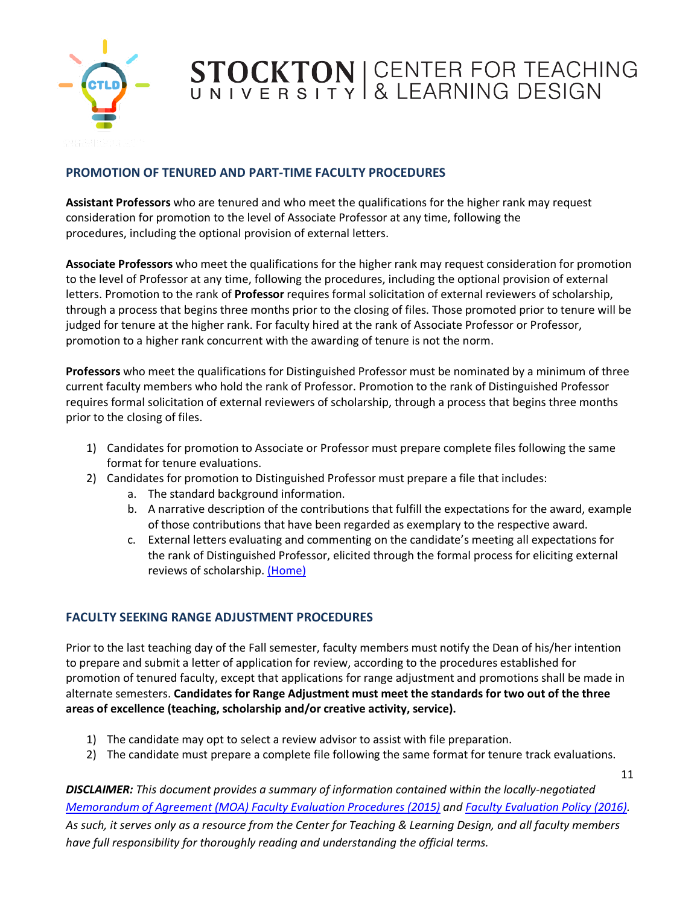## PROMOTION OF TENURED AND PART-TIME FACULTY PROCEDURES

**Assistant Professors** who are tenured and who meet the qualifications for the higher rank may request consideration for promotion to the level of Associate Professor at any time, following the procedures, including the optional provision of external letters.

**Associate Professors** who meet the qualifications for the higher rank may request consideration for promotion to the level of Professor at any time, following the procedures, including the optional provision of external letters. Promotion to the rank of **Professor** requires formal solicitation of external reviewers of scholarship, through a process that begins three months prior to the closing of files. Those promoted prior to tenure will be judged for tenure at the higher rank. For faculty hired at the rank of Associate Professor or Professor, promotion to a higher rank concurrent with the awarding of tenure is not the norm.

**Professors** who meet the qualifications for Distinguished Professor must be nominated by a minimum of three current faculty members who hold the rank of Professor. Promotion to the rank of Distinguished Professor requires formal solicitation of external reviewers of scholarship, through a process that begins three months prior to the closing of files.

1) Candidates for promotion to Associate or Professor must prepare complete files following the same format for tenure evaluations.
2) Candidates for promotion to Distinguished Professor must prepare a file that includes:
   a. The standard background information.
   b. A narrative description of the contributions that fulfill the expectations for the award, example of those contributions that have been regarded as exemplary to the respective award.
   c. External letters evaluating and commenting on the candidate's meeting all expectations for the rank of Distinguished Professor, elicited through the formal process for eliciting external reviews of scholarship. (Home)

## FACULTY SEEKING RANGE ADJUSTMENT PROCEDURES

Prior to the last teaching day of the Fall semester, faculty members must notify the Dean of his/her intention to prepare and submit a letter of application for review, according to the procedures established for promotion of tenured faculty, except that applications for range adjustment and promotions shall be made in alternate semesters. **Candidates for Range Adjustment must meet the standards for two out of the three areas of excellence (teaching, scholarship and/or creative activity, service).**

1) The candidate may opt to select a review advisor to assist with file preparation.
2) The candidate must prepare a complete file following the same format for tenure track evaluations.

***DISCLAIMER:*** *This document provides a summary of information contained within the locally-negotiated Memorandum of Agreement (MOA) Faculty Evaluation Procedures (2015) and Faculty Evaluation Policy (2016). As such, it serves only as a resource from the Center for Teaching & Learning Design, and all faculty members have full responsibility for thoroughly reading and understanding the official terms.*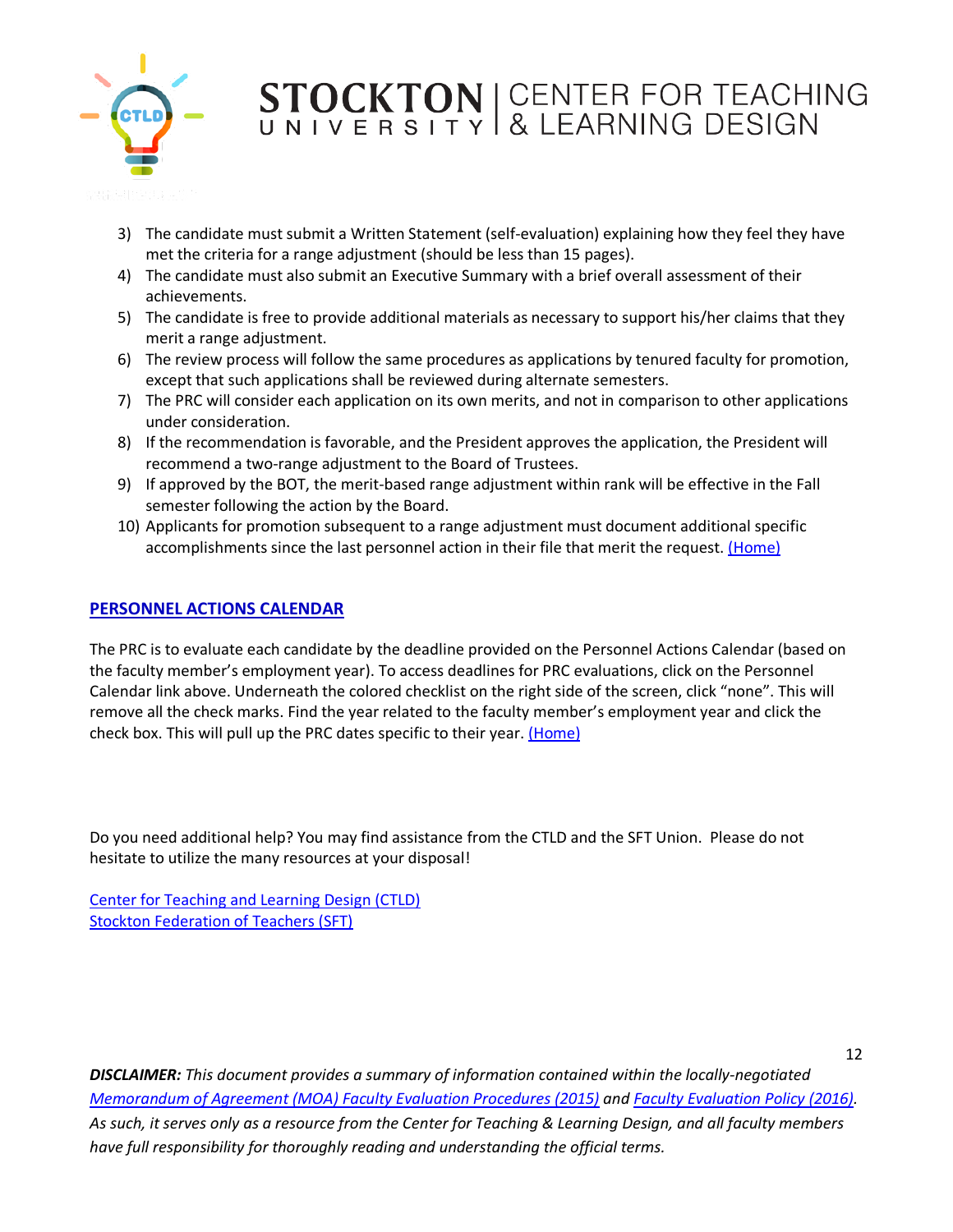3) The candidate must submit a Written Statement (self-evaluation) explaining how they feel they have met the criteria for a range adjustment (should be less than 15 pages).
4) The candidate must also submit an Executive Summary with a brief overall assessment of their achievements.
5) The candidate is free to provide additional materials as necessary to support his/her claims that they merit a range adjustment.
6) The review process will follow the same procedures as applications by tenured faculty for promotion, except that such applications shall be reviewed during alternate semesters.
7) The PRC will consider each application on its own merits, and not in comparison to other applications under consideration.
8) If the recommendation is favorable, and the President approves the application, the President will recommend a two-range adjustment to the Board of Trustees.
9) If approved by the BOT, the merit-based range adjustment within rank will be effective in the Fall semester following the action by the Board.
10) Applicants for promotion subsequent to a range adjustment must document additional specific accomplishments since the last personnel action in their file that merit the request. (Home)

## PERSONNEL ACTIONS CALENDAR

The PRC is to evaluate each candidate by the deadline provided on the Personnel Actions Calendar (based on the faculty member's employment year). To access deadlines for PRC evaluations, click on the Personnel Calendar link above. Underneath the colored checklist on the right side of the screen, click "none". This will remove all the check marks. Find the year related to the faculty member's employment year and click the check box. This will pull up the PRC dates specific to their year. (Home)

Do you need additional help? You may find assistance from the CTLD and the SFT Union. Please do not hesitate to utilize the many resources at your disposal!

Center for Teaching and Learning Design (CTLD)
Stockton Federation of Teachers (SFT)

***DISCLAIMER:*** *This document provides a summary of information contained within the locally-negotiated Memorandum of Agreement (MOA) Faculty Evaluation Procedures (2015) and Faculty Evaluation Policy (2016). As such, it serves only as a resource from the Center for Teaching & Learning Design, and all faculty members have full responsibility for thoroughly reading and understanding the official terms.*